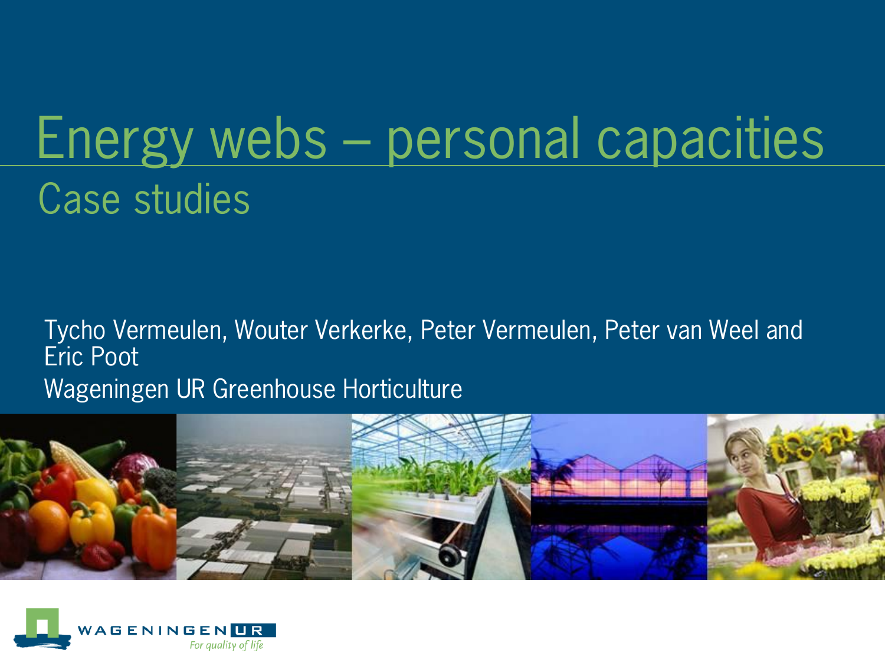# Energy webs – personal capacities

## Case studies

Tycho Vermeulen, Wouter Verkerke, Peter Vermeulen, Peter van Weel and Eric Poot

Wageningen UR Greenhouse Horticulture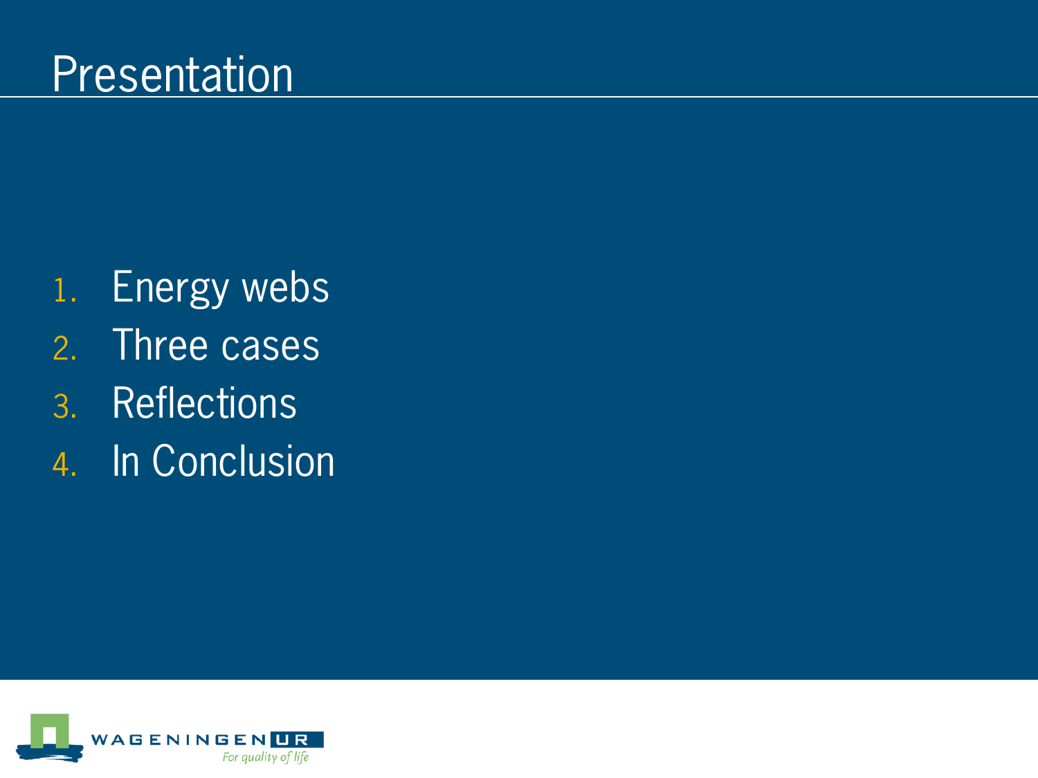# Presentation

1. Energy webs
2. Three cases
3. Reflections
4. In Conclusion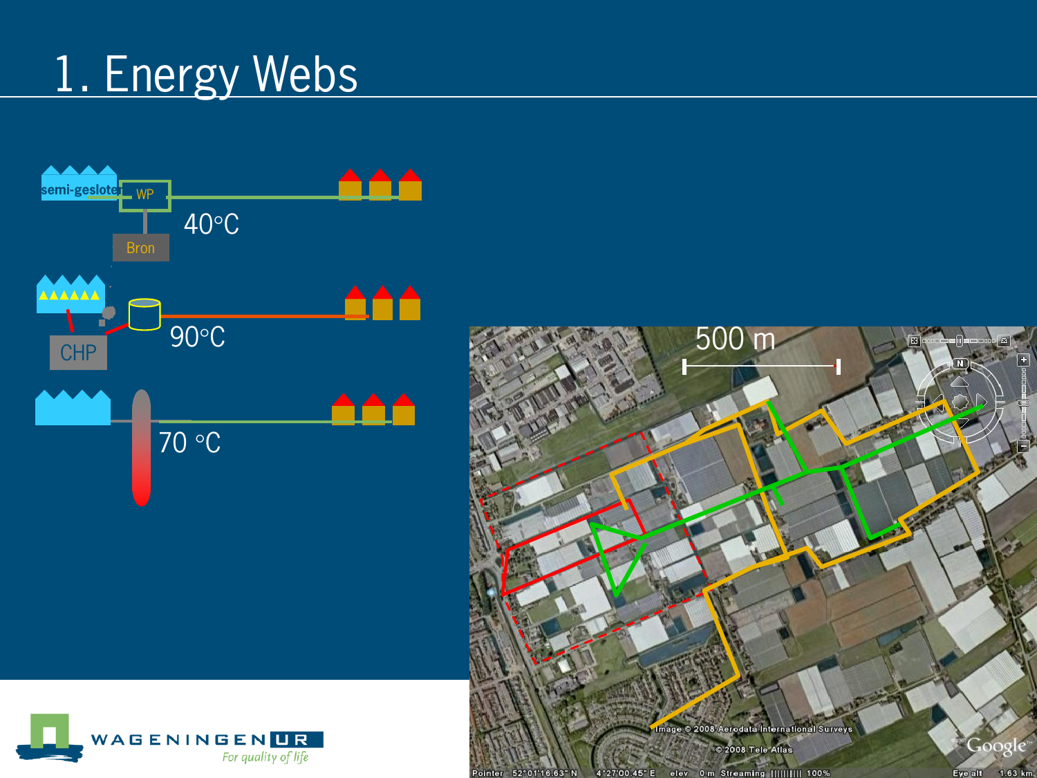# 1. Energy Webs

semi-gesloten

WP

Bron

40°C

CHP

90°C

70 °C

500 m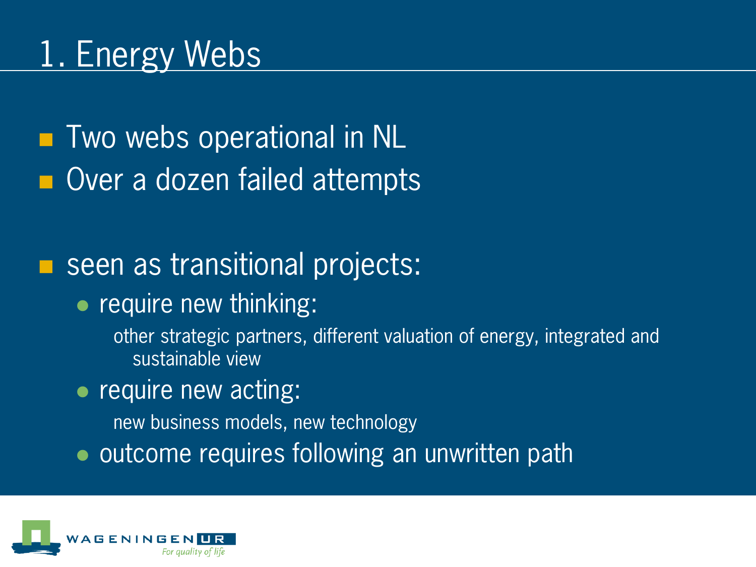# 1. Energy Webs

- Two webs operational in NL
- Over a dozen failed attempts

- seen as transitional projects:
  - require new thinking:

    other strategic partners, different valuation of energy, integrated and sustainable view
  - require new acting:

    new business models, new technology
  - outcome requires following an unwritten path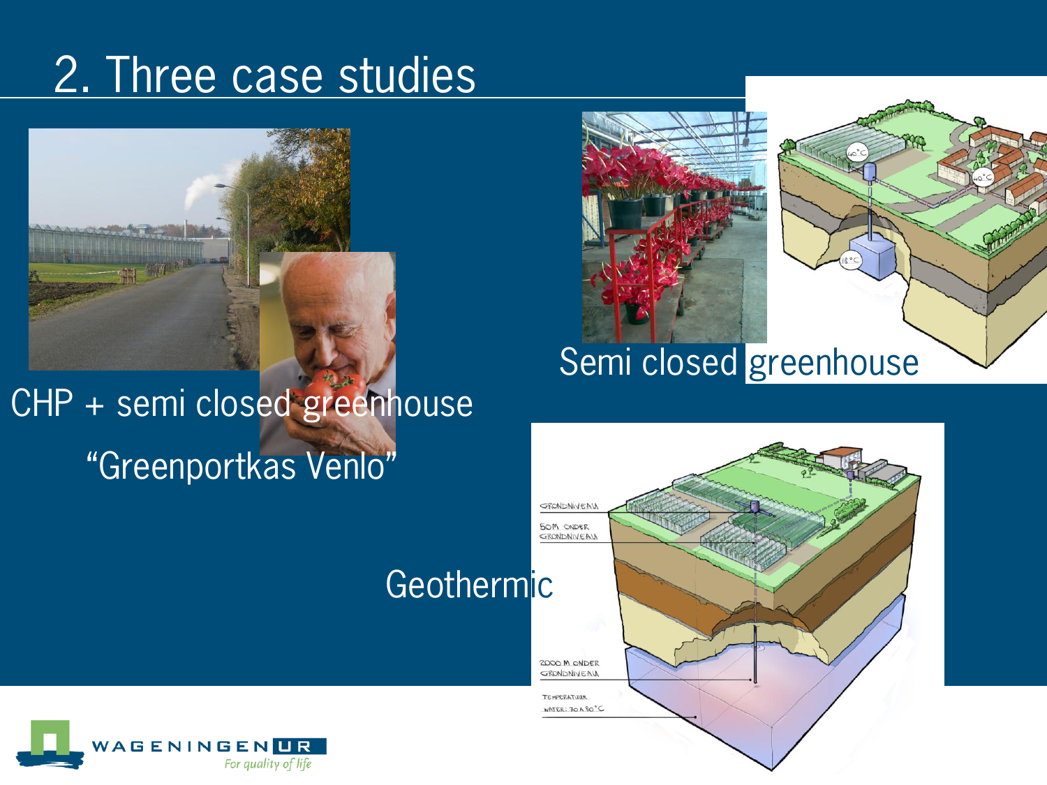# 2. Three case studies

CHP + semi closed greenhouse

"Greenportkas Venlo"

Semi closed greenhouse

Geothermic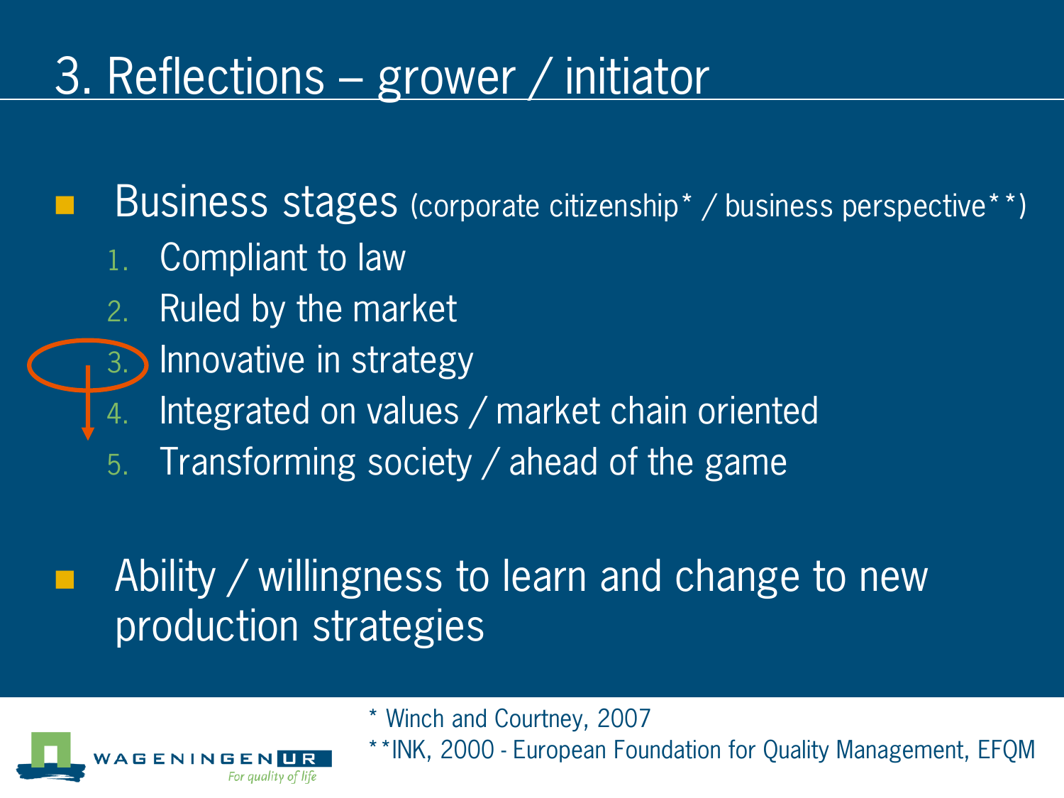# 3. Reflections – grower / initiator

- Business stages (corporate citizenship* / business perspective**)
  1. Compliant to law
  2. Ruled by the market
  3. Innovative in strategy
  4. Integrated on values / market chain oriented
  5. Transforming society / ahead of the game

- Ability / willingness to learn and change to new production strategies

\* Winch and Courtney, 2007

\*\*INK, 2000 - European Foundation for Quality Management, EFQM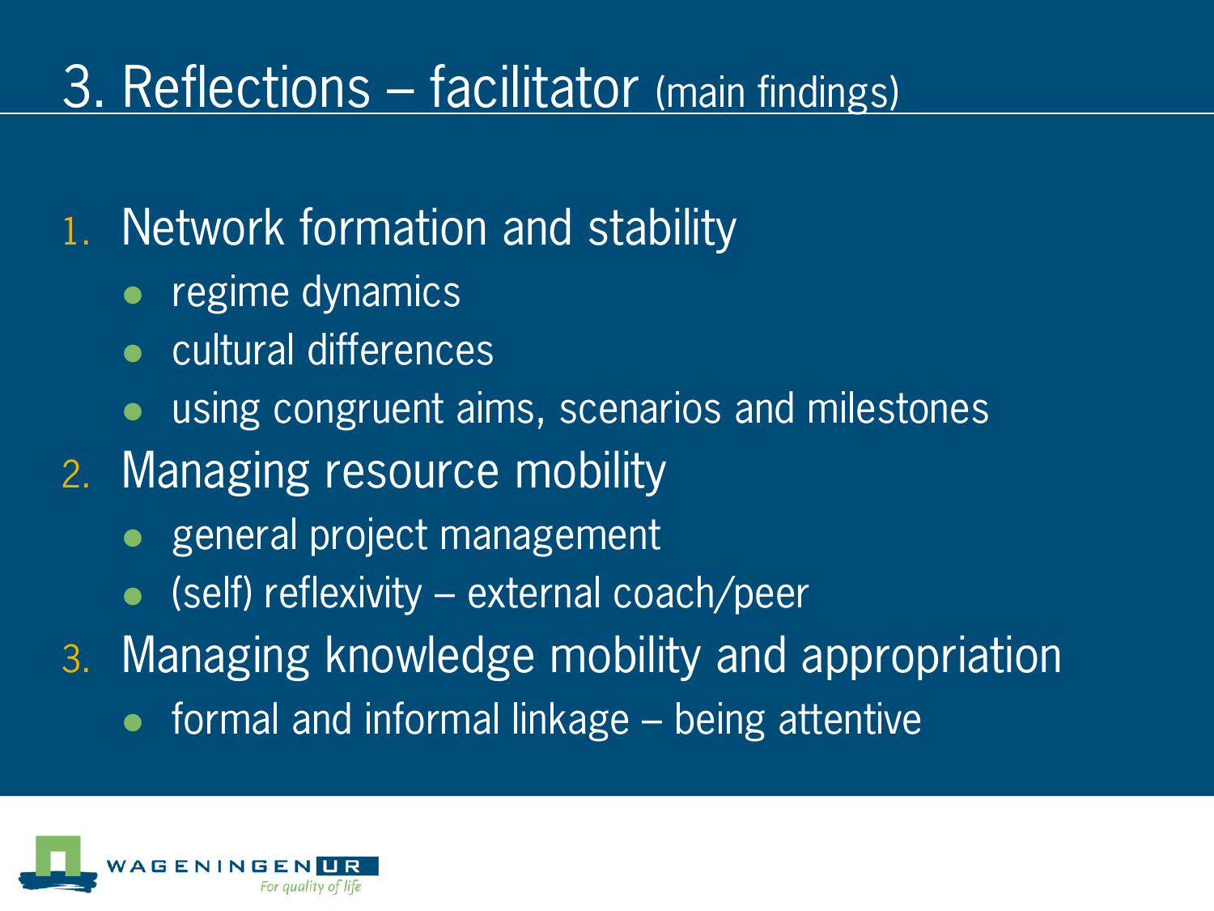# 3. Reflections – facilitator (main findings)

1. Network formation and stability
   - regime dynamics
   - cultural differences
   - using congruent aims, scenarios and milestones
2. Managing resource mobility
   - general project management
   - (self) reflexivity – external coach/peer
3. Managing knowledge mobility and appropriation
   - formal and informal linkage – being attentive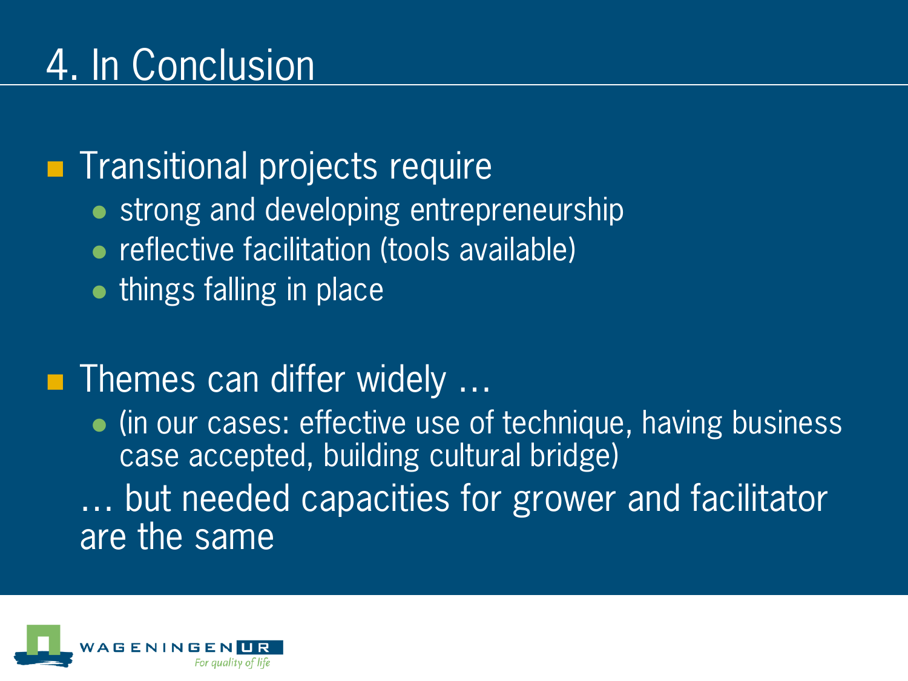# 4. In Conclusion

- Transitional projects require
  - strong and developing entrepreneurship
  - reflective facilitation (tools available)
  - things falling in place

- Themes can differ widely …
  - (in our cases: effective use of technique, having business case accepted, building cultural bridge)

  … but needed capacities for grower and facilitator are the same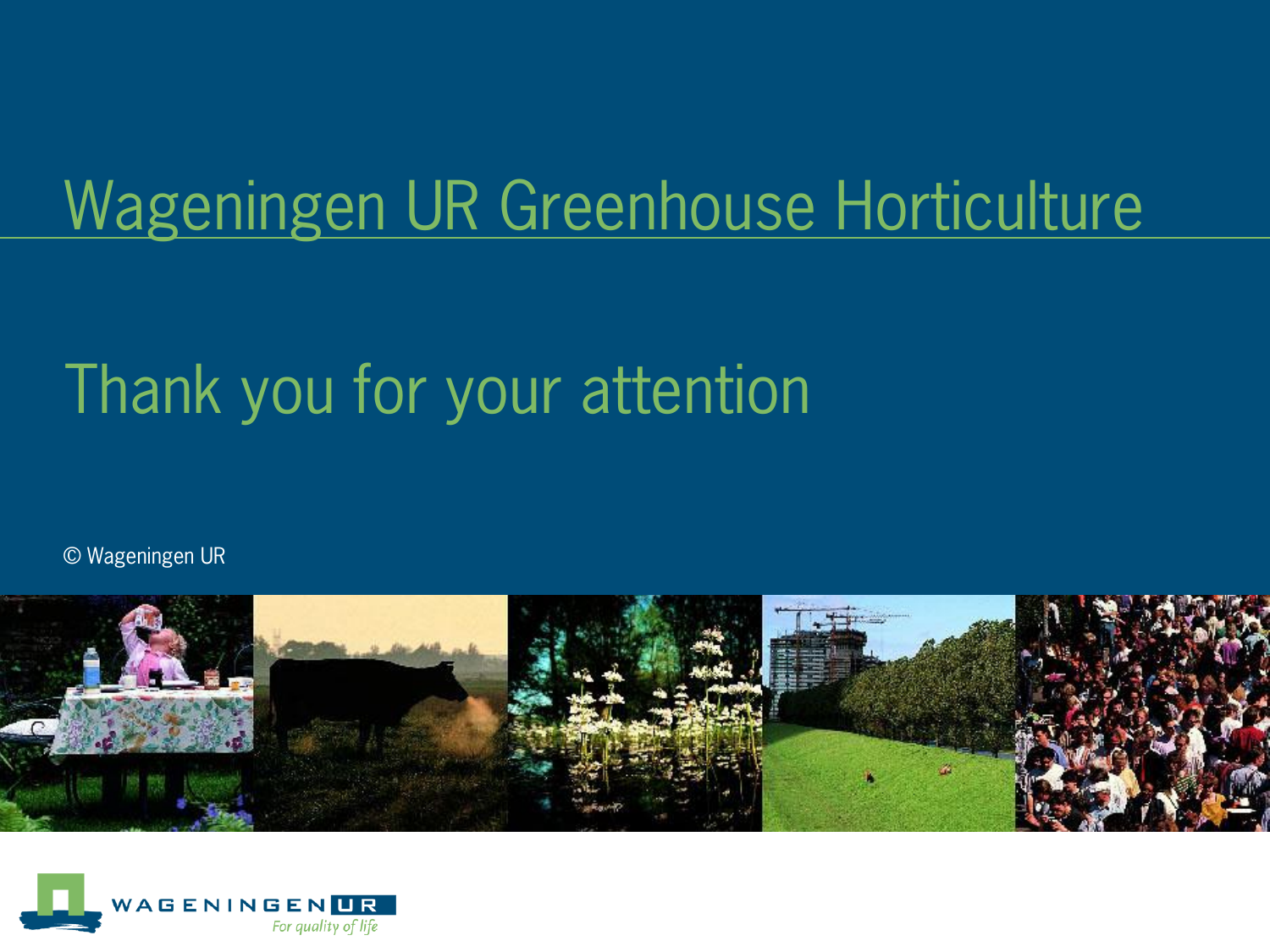# Wageningen UR Greenhouse Horticulture

## Thank you for your attention

© Wageningen UR